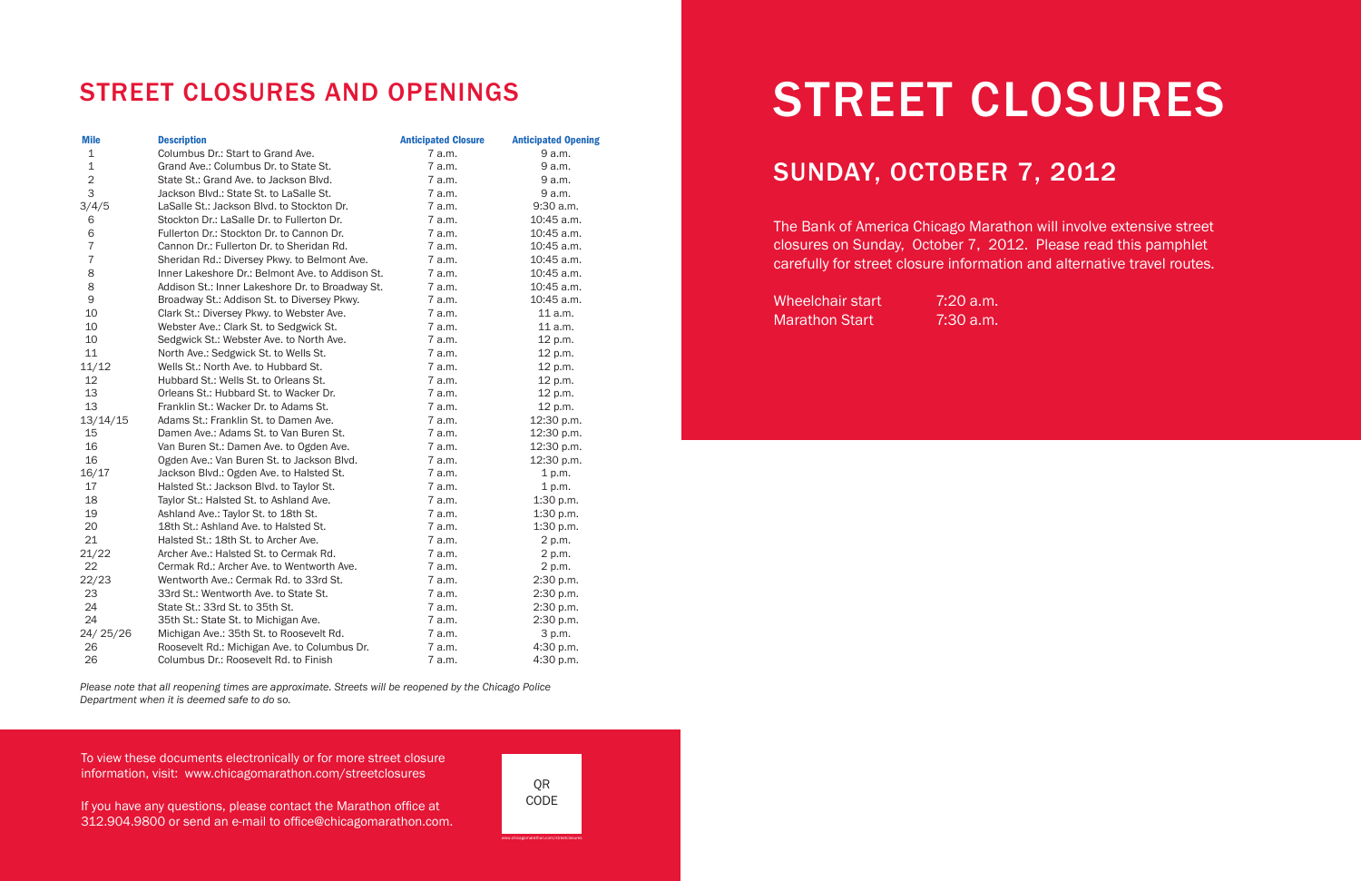# STREET CLOSURES

## SUNDAY, OCTOBER 7, 2012

The Bank of America Chicago Marathon will involve extensive street closures on Sunday, October 7, 2012. Please read this pamphlet carefully for street closure information and alternative travel routes.

| | |
|---|---|
| Wheelchair start | 7:20 a.m. |
| Marathon Start | 7:30 a.m. |

## STREET CLOSURES AND OPENINGS

| Mile | Description | Anticipated Closure | Anticipated Opening |
|---|---|---|---|
| 1 | Columbus Dr.: Start to Grand Ave. | 7 a.m. | 9 a.m. |
| 1 | Grand Ave.: Columbus Dr. to State St. | 7 a.m. | 9 a.m. |
| 2 | State St.: Grand Ave. to Jackson Blvd. | 7 a.m. | 9 a.m. |
| 3 | Jackson Blvd.: State St. to LaSalle St. | 7 a.m. | 9 a.m. |
| 3/4/5 | LaSalle St.: Jackson Blvd. to Stockton Dr. | 7 a.m. | 9:30 a.m. |
| 6 | Stockton Dr.: LaSalle Dr. to Fullerton Dr. | 7 a.m. | 10:45 a.m. |
| 6 | Fullerton Dr.: Stockton Dr. to Cannon Dr. | 7 a.m. | 10:45 a.m. |
| 7 | Cannon Dr.: Fullerton Dr. to Sheridan Rd. | 7 a.m. | 10:45 a.m. |
| 7 | Sheridan Rd.: Diversey Pkwy. to Belmont Ave. | 7 a.m. | 10:45 a.m. |
| 8 | Inner Lakeshore Dr.: Belmont Ave. to Addison St. | 7 a.m. | 10:45 a.m. |
| 8 | Addison St.: Inner Lakeshore Dr. to Broadway St. | 7 a.m. | 10:45 a.m. |
| 9 | Broadway St.: Addison St. to Diversey Pkwy. | 7 a.m. | 10:45 a.m. |
| 10 | Clark St.: Diversey Pkwy. to Webster Ave. | 7 a.m. | 11 a.m. |
| 10 | Webster Ave.: Clark St. to Sedgwick St. | 7 a.m. | 11 a.m. |
| 10 | Sedgwick St.: Webster Ave. to North Ave. | 7 a.m. | 12 p.m. |
| 11 | North Ave.: Sedgwick St. to Wells St. | 7 a.m. | 12 p.m. |
| 11/12 | Wells St.: North Ave. to Hubbard St. | 7 a.m. | 12 p.m. |
| 12 | Hubbard St.: Wells St. to Orleans St. | 7 a.m. | 12 p.m. |
| 13 | Orleans St.: Hubbard St. to Wacker Dr. | 7 a.m. | 12 p.m. |
| 13 | Franklin St.: Wacker Dr. to Adams St. | 7 a.m. | 12 p.m. |
| 13/14/15 | Adams St.: Franklin St. to Damen Ave. | 7 a.m. | 12:30 p.m. |
| 15 | Damen Ave.: Adams St. to Van Buren St. | 7 a.m. | 12:30 p.m. |
| 16 | Van Buren St.: Damen Ave. to Ogden Ave. | 7 a.m. | 12:30 p.m. |
| 16 | Ogden Ave.: Van Buren St. to Jackson Blvd. | 7 a.m. | 12:30 p.m. |
| 16/17 | Jackson Blvd.: Ogden Ave. to Halsted St. | 7 a.m. | 1 p.m. |
| 17 | Halsted St.: Jackson Blvd. to Taylor St. | 7 a.m. | 1 p.m. |
| 18 | Taylor St.: Halsted St. to Ashland Ave. | 7 a.m. | 1:30 p.m. |
| 19 | Ashland Ave.: Taylor St. to 18th St. | 7 a.m. | 1:30 p.m. |
| 20 | 18th St.: Ashland Ave. to Halsted St. | 7 a.m. | 1:30 p.m. |
| 21 | Halsted St.: 18th St. to Archer Ave. | 7 a.m. | 2 p.m. |
| 21/22 | Archer Ave.: Halsted St. to Cermak Rd. | 7 a.m. | 2 p.m. |
| 22 | Cermak Rd.: Archer Ave. to Wentworth Ave. | 7 a.m. | 2 p.m. |
| 22/23 | Wentworth Ave.: Cermak Rd. to 33rd St. | 7 a.m. | 2:30 p.m. |
| 23 | 33rd St.: Wentworth Ave. to State St. | 7 a.m. | 2:30 p.m. |
| 24 | State St.: 33rd St. to 35th St. | 7 a.m. | 2:30 p.m. |
| 24 | 35th St.: State St. to Michigan Ave. | 7 a.m. | 2:30 p.m. |
| 24/ 25/26 | Michigan Ave.: 35th St. to Roosevelt Rd. | 7 a.m. | 3 p.m. |
| 26 | Roosevelt Rd.: Michigan Ave. to Columbus Dr. | 7 a.m. | 4:30 p.m. |
| 26 | Columbus Dr.: Roosevelt Rd. to Finish | 7 a.m. | 4:30 p.m. |

*Please note that all reopening times are approximate. Streets will be reopened by the Chicago Police Department when it is deemed safe to do so.*

To view these documents electronically or for more street closure information, visit: www.chicagomarathon.com/streetclosures

If you have any questions, please contact the Marathon office at 312.904.9800 or send an e-mail to office@chicagomarathon.com.

QR CODE

www.chicagomarathon.com/streetclosures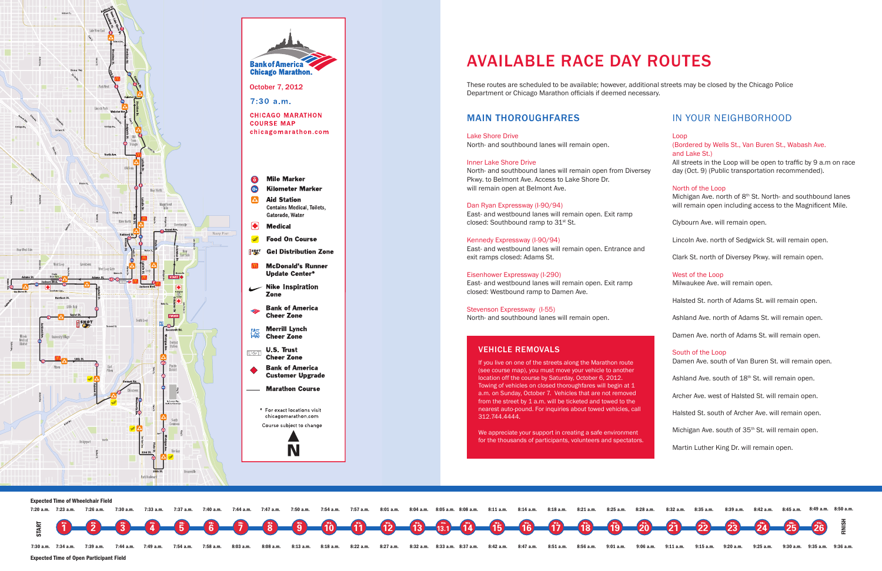Bank of America Chicago Marathon

October 7, 2012

7:30 a.m.

CHICAGO MARATHON COURSE MAP

chicagomarathon.com

- Mile Marker
- Kilometer Marker
- Aid Station — Contains Medical, Toilets, Gatorade, Water
- Medical
- Food On Course
- Gel Distribution Zone
- McDonald's Runner Update Center*
- Nike Inspiration Zone
- Bank of America Cheer Zone
- Merrill Lynch Cheer Zone
- U.S. Trust Cheer Zone
- Bank of America Customer Upgrade
- Marathon Course

\* For exact locations visit chicagomarathon.com

Course subject to change

N

# AVAILABLE RACE DAY ROUTES

These routes are scheduled to be available; however, additional streets may be closed by the Chicago Police Department or Chicago Marathon officials if deemed necessary.

## MAIN THOROUGHFARES

**Lake Shore Drive**
North- and southbound lanes will remain open.

**Inner Lake Shore Drive**
North- and southbound lanes will remain open from Diversey Pkwy. to Belmont Ave. Access to Lake Shore Dr. will remain open at Belmont Ave.

**Dan Ryan Expressway (I-90/94)**
East- and westbound lanes will remain open. Exit ramp closed: Southbound ramp to 31st St.

**Kennedy Expressway (I-90/94)**
East- and westbound lanes will remain open. Entrance and exit ramps closed: Adams St.

**Eisenhower Expressway (I-290)**
East- and westbound lanes will remain open. Exit ramp closed: Westbound ramp to Damen Ave.

**Stevenson Expressway (I-55)**
North- and southbound lanes will remain open.

### VEHICLE REMOVALS

If you live on one of the streets along the Marathon route (see course map), you must move your vehicle to another location off the course by Saturday, October 6, 2012. Towing of vehicles on closed thoroughfares will begin at 1 a.m. on Sunday, October 7. Vehicles that are not removed from the street by 1 a.m. will be ticketed and towed to the nearest auto-pound. For inquiries about towed vehicles, call 312.744.4444.

We appreciate your support in creating a safe environment for the thousands of participants, volunteers and spectators.

## IN YOUR NEIGHBORHOOD

**Loop**
**(Bordered by Wells St., Van Buren St., Wabash Ave. and Lake St.)**
All streets in the Loop will be open to traffic by 9 a.m on race day (Oct. 9) (Public transportation recommended).

**North of the Loop**
Michigan Ave. north of 8th St. North- and southbound lanes will remain open including access to the Magnificent Mile.

Clybourn Ave. will remain open.

Lincoln Ave. north of Sedgwick St. will remain open.

Clark St. north of Diversey Pkwy. will remain open.

**West of the Loop**
Milwaukee Ave. will remain open.

Halsted St. north of Adams St. will remain open.

Ashland Ave. north of Adams St. will remain open.

Damen Ave. north of Adams St. will remain open.

**South of the Loop**
Damen Ave. south of Van Buren St. will remain open.

Ashland Ave. south of 18th St. will remain open.

Archer Ave. west of Halsted St. will remain open.

Halsted St. south of Archer Ave. will remain open.

Michigan Ave. south of 35th St. will remain open.

Martin Luther King Dr. will remain open.

| | START | 1 | 2 | 3 | 4 | 5 | 6 | 7 | 8 | 9 | 10 | 11 | 12 | 13 | 13.1 | 14 | 15 | 16 | 17 | 18 | 19 | 20 | 21 | 22 | 23 | 24 | 25 | 26 | FINISH |
|---|---|---|---|---|---|---|---|---|---|---|---|---|---|---|---|---|---|---|---|---|---|---|---|---|---|---|---|---|---|
| Expected Time of Wheelchair Field | 7:20 a.m. | 7:23 a.m. | 7:26 a.m. | 7:30 a.m. | 7:33 a.m. | 7:37 a.m. | 7:40 a.m. | 7:44 a.m. | 7:47 a.m. | 7:50 a.m. | 7:54 a.m. | 7:57 a.m. | 8:01 a.m. | 8:04 a.m. | 8:05 a.m. | 8:08 a.m. | 8:11 a.m. | 8:14 a.m. | 8:18 a.m. | 8:21 a.m. | 8:25 a.m. | 8:28 a.m. | 8:32 a.m. | 8:35 a.m. | 8:39 a.m. | 8:42 a.m. | 8:45 a.m. | 8:49 a.m. | 8:50 a.m. |
| Expected Time of Open Participant Field | 7:30 a.m. | 7:34 a.m. | 7:39 a.m. | 7:44 a.m. | 7:49 a.m. | 7:54 a.m. | 7:58 a.m. | 8:03 a.m. | 8:08 a.m. | 8:13 a.m. | 8:18 a.m. | 8:22 a.m. | 8:27 a.m. | 8:32 a.m. | 8:33 a.m. | 8:37 a.m. | 8:42 a.m. | 8:47 a.m. | 8:51 a.m. | 8:56 a.m. | 9:01 a.m. | 9:06 a.m. | 9:11 a.m. | 9:15 a.m. | 9:20 a.m. | 9:25 a.m. | 9:30 a.m. | 9:35 a.m. | 9:36 a.m. |